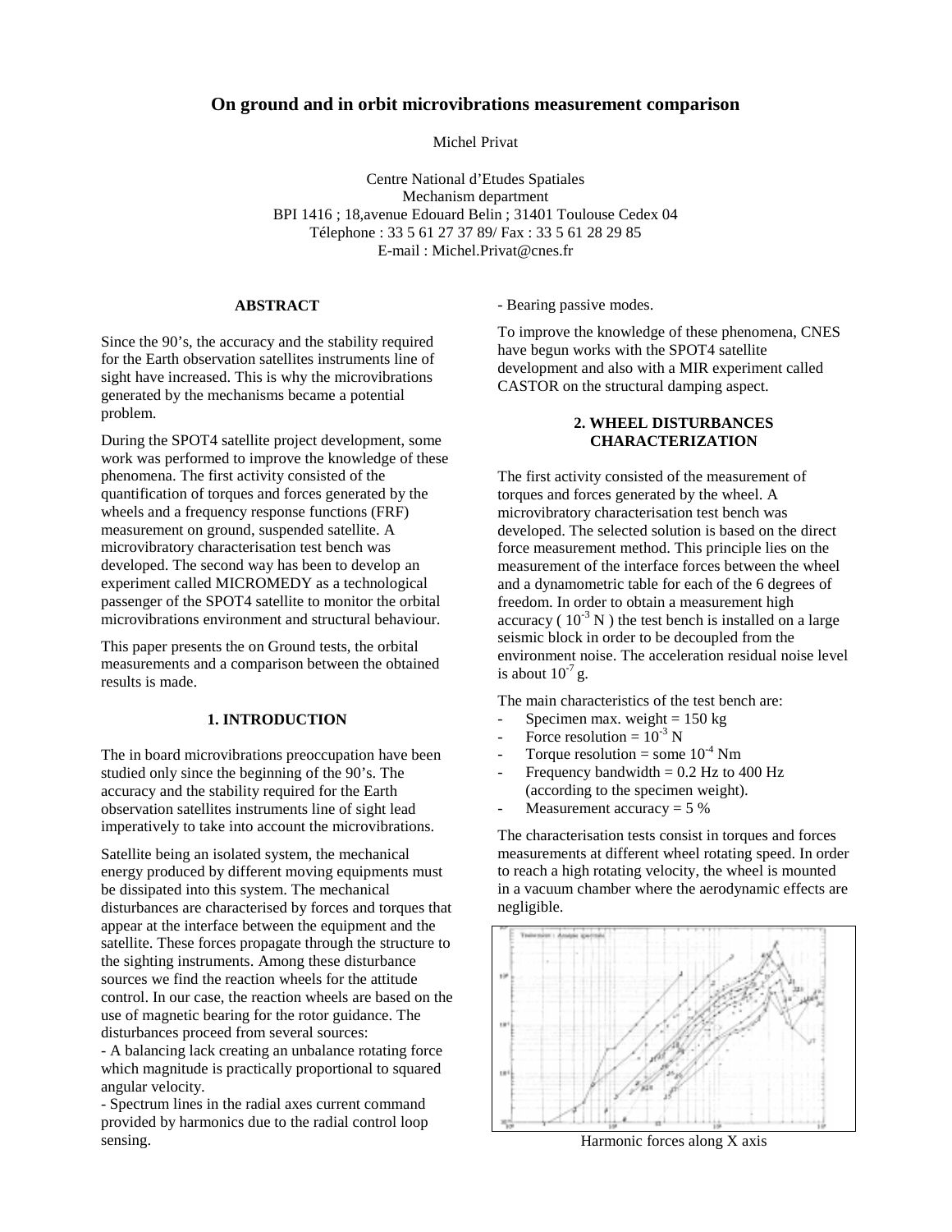# On ground and in orbit microvibrations measurement comparison

Michel Privat

Centre National d'Etudes Spatiales
Mechanism department
BPI 1416 ; 18,avenue Edouard Belin ; 31401 Toulouse Cedex 04
Télephone : 33 5 61 27 37 89/ Fax : 33 5 61 28 29 85
E-mail : Michel.Privat@cnes.fr

## ABSTRACT

Since the 90's, the accuracy and the stability required for the Earth observation satellites instruments line of sight have increased. This is why the microvibrations generated by the mechanisms became a potential problem.

During the SPOT4 satellite project development, some work was performed to improve the knowledge of these phenomena. The first activity consisted of the quantification of torques and forces generated by the wheels and a frequency response functions (FRF) measurement on ground, suspended satellite. A microvibratory characterisation test bench was developed. The second way has been to develop an experiment called MICROMEDY as a technological passenger of the SPOT4 satellite to monitor the orbital microvibrations environment and structural behaviour.

This paper presents the on Ground tests, the orbital measurements and a comparison between the obtained results is made.

## 1. INTRODUCTION

The in board microvibrations preoccupation have been studied only since the beginning of the 90's. The accuracy and the stability required for the Earth observation satellites instruments line of sight lead imperatively to take into account the microvibrations.

Satellite being an isolated system, the mechanical energy produced by different moving equipments must be dissipated into this system. The mechanical disturbances are characterised by forces and torques that appear at the interface between the equipment and the satellite. These forces propagate through the structure to the sighting instruments. Among these disturbance sources we find the reaction wheels for the attitude control. In our case, the reaction wheels are based on the use of magnetic bearing for the rotor guidance. The disturbances proceed from several sources:

- A balancing lack creating an unbalance rotating force which magnitude is practically proportional to squared angular velocity.
- Spectrum lines in the radial axes current command provided by harmonics due to the radial control loop sensing.
- Bearing passive modes.

To improve the knowledge of these phenomena, CNES have begun works with the SPOT4 satellite development and also with a MIR experiment called CASTOR on the structural damping aspect.

## 2. WHEEL DISTURBANCES CHARACTERIZATION

The first activity consisted of the measurement of torques and forces generated by the wheel. A microvibratory characterisation test bench was developed. The selected solution is based on the direct force measurement method. This principle lies on the measurement of the interface forces between the wheel and a dynamometric table for each of the 6 degrees of freedom. In order to obtain a measurement high accuracy ( $10^{-3}$ N ) the test bench is installed on a large seismic block in order to be decoupled from the environment noise. The acceleration residual noise level is about $10^{-7}$ g.

The main characteristics of the test bench are:

- Specimen max. weight = 150 kg
- Force resolution = $10^{-3}$ N
- Torque resolution = some $10^{-4}$ Nm
- Frequency bandwidth = 0.2 Hz to 400 Hz (according to the specimen weight).
- Measurement accuracy = 5 %

The characterisation tests consist in torques and forces measurements at different wheel rotating speed. In order to reach a high rotating velocity, the wheel is mounted in a vacuum chamber where the aerodynamic effects are negligible.

Harmonic forces along X axis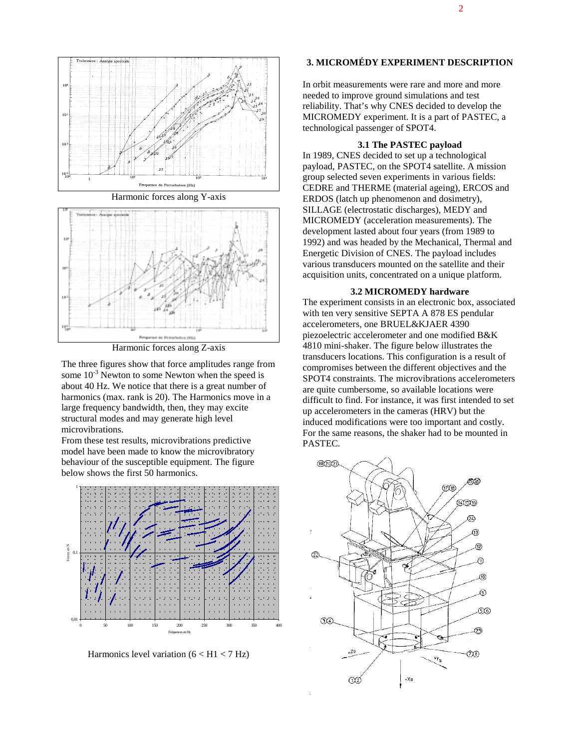Harmonic forces along Y-axis

Harmonic forces along Z-axis

The three figures show that force amplitudes range from some $10^{-3}$ Newton to some Newton when the speed is about 40 Hz. We notice that there is a great number of harmonics (max. rank is 20). The Harmonics move in a large frequency bandwidth, then, they may excite structural modes and may generate high level microvibrations.

From these test results, microvibrations predictive model have been made to know the microvibratory behaviour of the susceptible equipment. The figure below shows the first 50 harmonics.

Harmonics level variation ($6 < H1 < 7$ Hz)

## 3. MICROMÉDY EXPERIMENT DESCRIPTION

In orbit measurements were rare and more and more needed to improve ground simulations and test reliability. That's why CNES decided to develop the MICROMEDY experiment. It is a part of PASTEC, a technological passenger of SPOT4.

### 3.1 The PASTEC payload

In 1989, CNES decided to set up a technological payload, PASTEC, on the SPOT4 satellite. A mission group selected seven experiments in various fields: CEDRE and THERME (material ageing), ERCOS and ERDOS (latch up phenomenon and dosimetry), SILLAGE (electrostatic discharges), MEDY and MICROMEDY (acceleration measurements). The development lasted about four years (from 1989 to 1992) and was headed by the Mechanical, Thermal and Energetic Division of CNES. The payload includes various transducers mounted on the satellite and their acquisition units, concentrated on a unique platform.

### 3.2 MICROMEDY hardware

The experiment consists in an electronic box, associated with ten very sensitive SEPTA A 878 ES pendular accelerometers, one BRUEL&KJAER 4390 piezoelectric accelerometer and one modified B&K 4810 mini-shaker. The figure below illustrates the transducers locations. This configuration is a result of compromises between the different objectives and the SPOT4 constraints. The microvibrations accelerometers are quite cumbersome, so available locations were difficult to find. For instance, it was first intended to set up accelerometers in the cameras (HRV) but the induced modifications were too important and costly. For the same reasons, the shaker had to be mounted in PASTEC.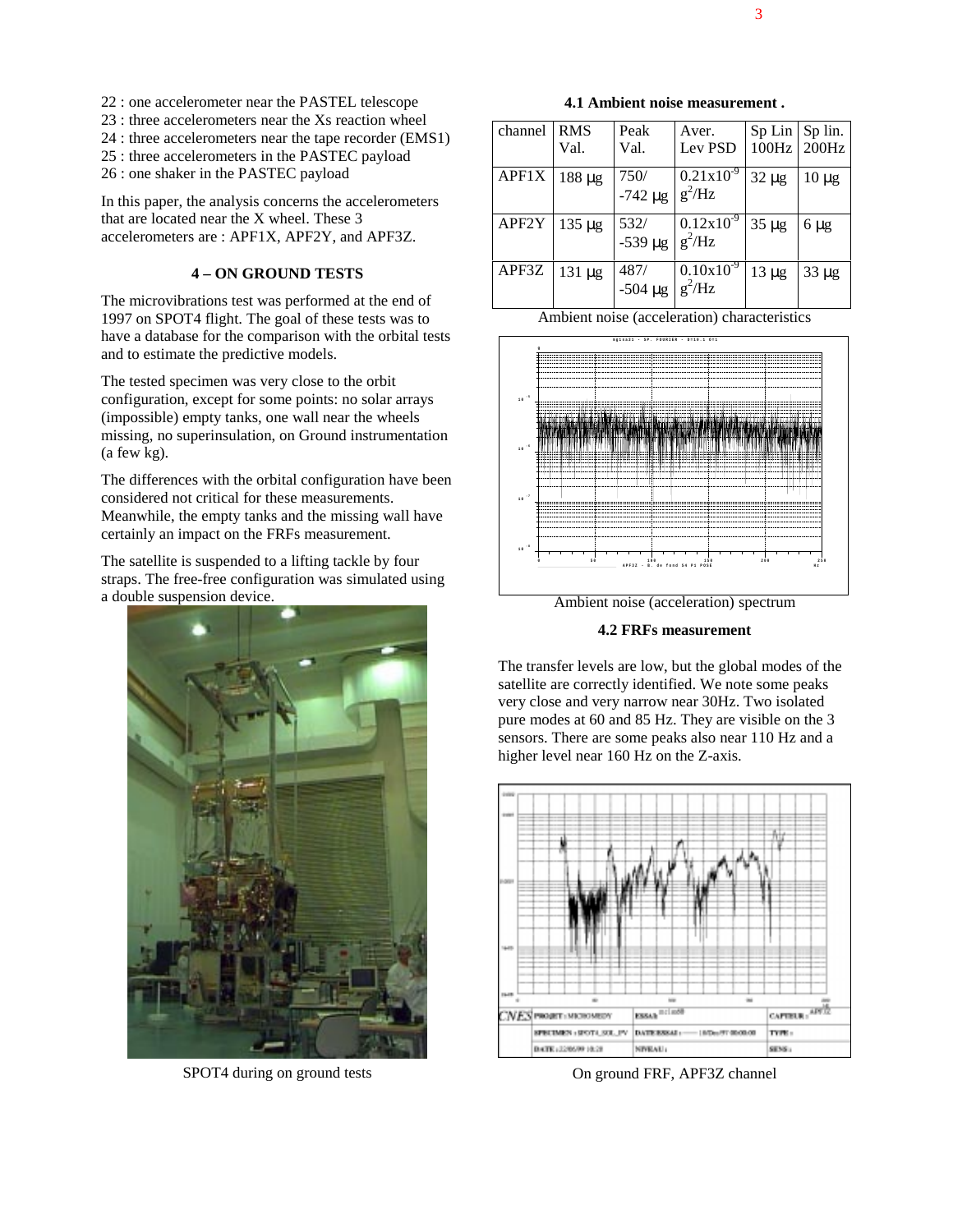22 : one accelerometer near the PASTEL telescope
23 : three accelerometers near the Xs reaction wheel
24 : three accelerometers near the tape recorder (EMS1)
25 : three accelerometers in the PASTEC payload
26 : one shaker in the PASTEC payload

In this paper, the analysis concerns the accelerometers that are located near the X wheel. These 3 accelerometers are : APF1X, APF2Y, and APF3Z.

## 4 – ON GROUND TESTS

The microvibrations test was performed at the end of 1997 on SPOT4 flight. The goal of these tests was to have a database for the comparison with the orbital tests and to estimate the predictive models.

The tested specimen was very close to the orbit configuration, except for some points: no solar arrays (impossible) empty tanks, one wall near the wheels missing, no superinsulation, on Ground instrumentation (a few kg).

The differences with the orbital configuration have been considered not critical for these measurements. Meanwhile, the empty tanks and the missing wall have certainly an impact on the FRFs measurement.

The satellite is suspended to a lifting tackle by four straps. The free-free configuration was simulated using a double suspension device.

SPOT4 during on ground tests

### 4.1 Ambient noise measurement .

| channel | RMS Val. | Peak Val. | Aver. Lev PSD | Sp Lin 100Hz | Sp lin. 200Hz |
|---|---|---|---|---|---|
| APF1X | 188 µg | 750/ -742 µg | $0.21 \times 10^{-9}$ $g^2$/Hz | 32 µg | 10 µg |
| APF2Y | 135 µg | 532/ -539 µg | $0.12 \times 10^{-9}$ $g^2$/Hz | 35 µg | 6 µg |
| APF3Z | 131 µg | 487/ -504 µg | $0.10 \times 10^{-9}$ $g^2$/Hz | 13 µg | 33 µg |

Ambient noise (acceleration) characteristics

Ambient noise (acceleration) spectrum

### 4.2 FRFs measurement

The transfer levels are low, but the global modes of the satellite are correctly identified. We note some peaks very close and very narrow near 30Hz. Two isolated pure modes at 60 and 85 Hz. They are visible on the 3 sensors. There are some peaks also near 110 Hz and a higher level near 160 Hz on the Z-axis.

On ground FRF, APF3Z channel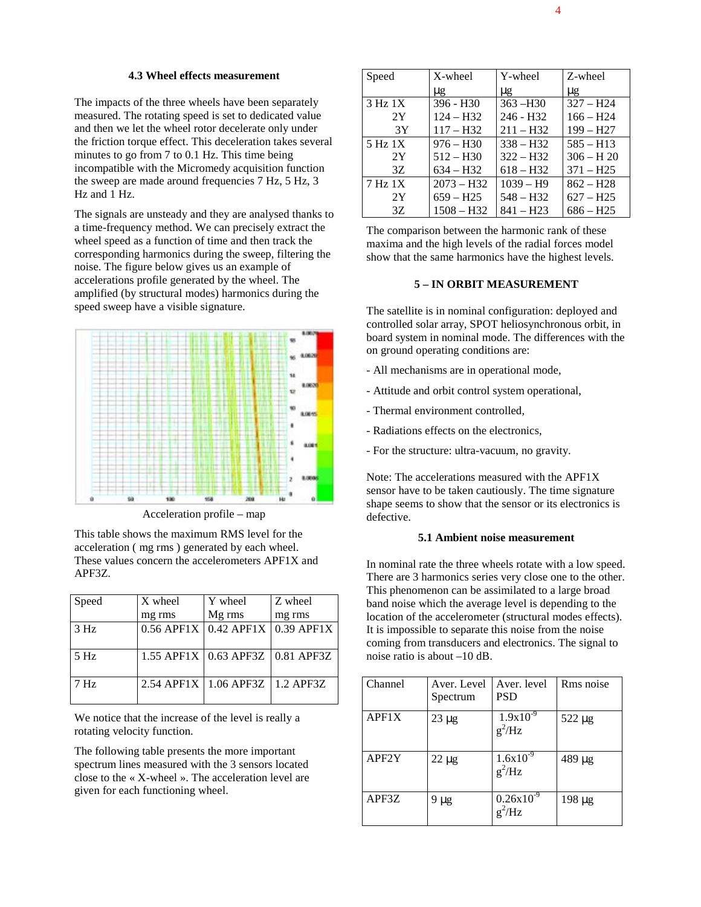### 4.3 Wheel effects measurement

The impacts of the three wheels have been separately measured. The rotating speed is set to dedicated value and then we let the wheel rotor decelerate only under the friction torque effect. This deceleration takes several minutes to go from 7 to 0.1 Hz. This time being incompatible with the Micromedy acquisition function the sweep are made around frequencies 7 Hz, 5 Hz, 3 Hz and 1 Hz.

The signals are unsteady and they are analysed thanks to a time-frequency method. We can precisely extract the wheel speed as a function of time and then track the corresponding harmonics during the sweep, filtering the noise. The figure below gives us an example of accelerations profile generated by the wheel. The amplified (by structural modes) harmonics during the speed sweep have a visible signature.

Acceleration profile – map

This table shows the maximum RMS level for the acceleration ( mg rms ) generated by each wheel. These values concern the accelerometers APF1X and APF3Z.

| Speed | X wheel mg rms | Y wheel Mg rms | Z wheel mg rms |
|---|---|---|---|
| 3 Hz | 0.56 APF1X | 0.42 APF1X | 0.39 APF1X |
| 5 Hz | 1.55 APF1X | 0.63 APF3Z | 0.81 APF3Z |
| 7 Hz | 2.54 APF1X | 1.06 APF3Z | 1.2 APF3Z |

We notice that the increase of the level is really a rotating velocity function.

The following table presents the more important spectrum lines measured with the 3 sensors located close to the « X-wheel ». The acceleration level are given for each functioning wheel.

| Speed | X-wheel µg | Y-wheel µg | Z-wheel µg |
|---|---|---|---|
| 3 Hz 1X | 396 - H30 | 363 –H30 | 327 – H24 |
| 2Y | 124 – H32 | 246 - H32 | 166 – H24 |
| 3Y | 117 – H32 | 211 – H32 | 199 – H27 |
| 5 Hz 1X | 976 – H30 | 338 – H32 | 585 – H13 |
| 2Y | 512 – H30 | 322 – H32 | 306 – H 20 |
| 3Z | 634 – H32 | 618 – H32 | 371 – H25 |
| 7 Hz 1X | 2073 – H32 | 1039 – H9 | 862 – H28 |
| 2Y | 659 – H25 | 548 – H32 | 627 – H25 |
| 3Z | 1508 – H32 | 841 – H23 | 686 – H25 |

The comparison between the harmonic rank of these maxima and the high levels of the radial forces model show that the same harmonics have the highest levels.

## 5 – IN ORBIT MEASUREMENT

The satellite is in nominal configuration: deployed and controlled solar array, SPOT heliosynchronous orbit, in board system in nominal mode. The differences with the on ground operating conditions are:

- All mechanisms are in operational mode,
- Attitude and orbit control system operational,
- Thermal environment controlled,
- Radiations effects on the electronics,
- For the structure: ultra-vacuum, no gravity.

Note: The accelerations measured with the APF1X sensor have to be taken cautiously. The time signature shape seems to show that the sensor or its electronics is defective.

### 5.1 Ambient noise measurement

In nominal rate the three wheels rotate with a low speed. There are 3 harmonics series very close one to the other. This phenomenon can be assimilated to a large broad band noise which the average level is depending to the location of the accelerometer (structural modes effects). It is impossible to separate this noise from the noise coming from transducers and electronics. The signal to noise ratio is about –10 dB.

| Channel | Aver. Level Spectrum | Aver. level PSD | Rms noise |
|---|---|---|---|
| APF1X | 23 µg | $1.9 \times 10^{-9}$ $g^2/Hz$ | 522 µg |
| APF2Y | 22 µg | $1.6 \times 10^{-9}$ $g^2/Hz$ | 489 µg |
| APF3Z | 9 µg | $0.26 \times 10^{-9}$ $g^2/Hz$ | 198 µg |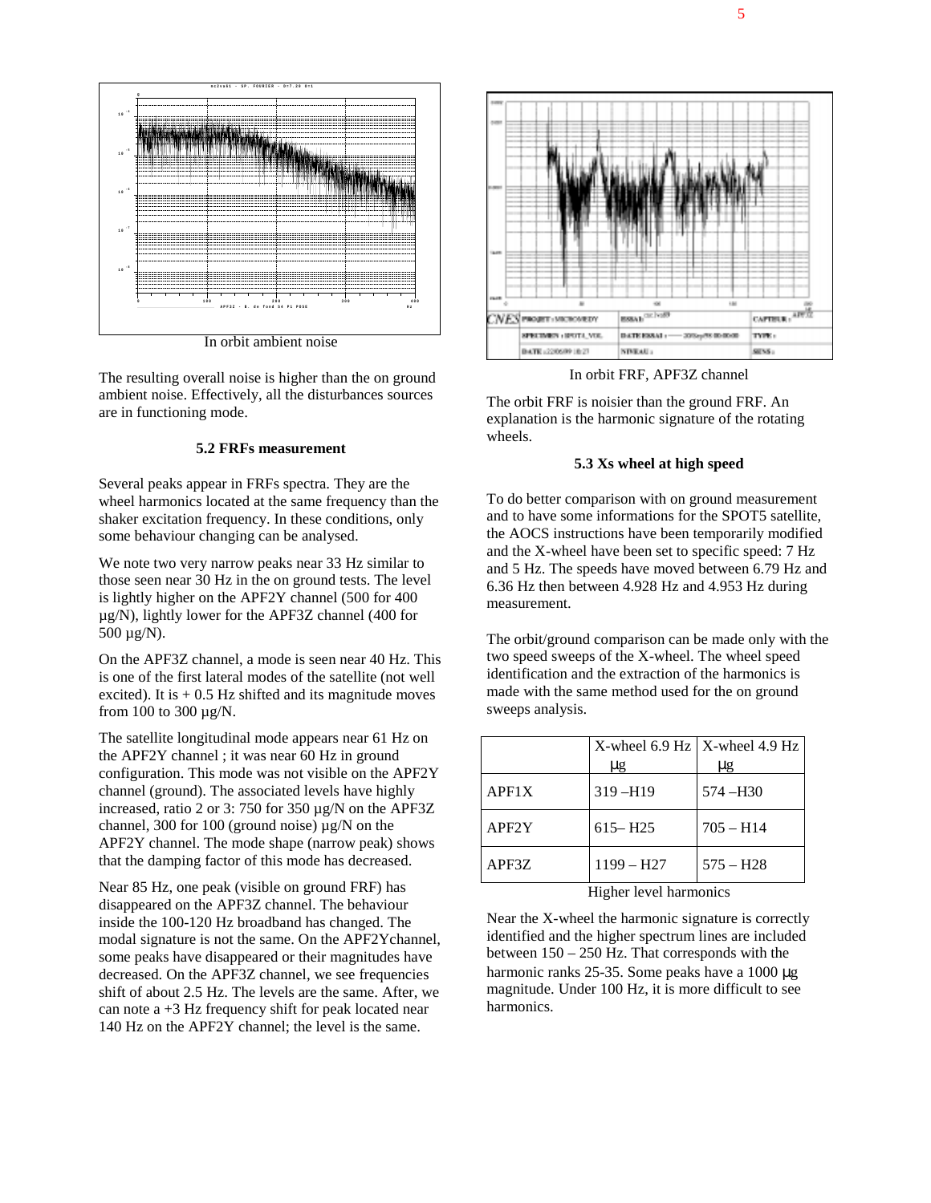In orbit ambient noise

The resulting overall noise is higher than the on ground ambient noise. Effectively, all the disturbances sources are in functioning mode.

### 5.2 FRFs measurement

Several peaks appear in FRFs spectra. They are the wheel harmonics located at the same frequency than the shaker excitation frequency. In these conditions, only some behaviour changing can be analysed.

We note two very narrow peaks near 33 Hz similar to those seen near 30 Hz in the on ground tests. The level is lightly higher on the APF2Y channel (500 for 400 µg/N), lightly lower for the APF3Z channel (400 for 500 µg/N).

On the APF3Z channel, a mode is seen near 40 Hz. This is one of the first lateral modes of the satellite (not well excited). It is + 0.5 Hz shifted and its magnitude moves from 100 to 300 µg/N.

The satellite longitudinal mode appears near 61 Hz on the APF2Y channel ; it was near 60 Hz in ground configuration. This mode was not visible on the APF2Y channel (ground). The associated levels have highly increased, ratio 2 or 3: 750 for 350 µg/N on the APF3Z channel, 300 for 100 (ground noise) µg/N on the APF2Y channel. The mode shape (narrow peak) shows that the damping factor of this mode has decreased.

Near 85 Hz, one peak (visible on ground FRF) has disappeared on the APF3Z channel. The behaviour inside the 100-120 Hz broadband has changed. The modal signature is not the same. On the APF2Ychannel, some peaks have disappeared or their magnitudes have decreased. On the APF3Z channel, we see frequencies shift of about 2.5 Hz. The levels are the same. After, we can note a +3 Hz frequency shift for peak located near 140 Hz on the APF2Y channel; the level is the same.

In orbit FRF, APF3Z channel

The orbit FRF is noisier than the ground FRF. An explanation is the harmonic signature of the rotating wheels.

### 5.3 Xs wheel at high speed

To do better comparison with on ground measurement and to have some informations for the SPOT5 satellite, the AOCS instructions have been temporarily modified and the X-wheel have been set to specific speed: 7 Hz and 5 Hz. The speeds have moved between 6.79 Hz and 6.36 Hz then between 4.928 Hz and 4.953 Hz during measurement.

The orbit/ground comparison can be made only with the two speed sweeps of the X-wheel. The wheel speed identification and the extraction of the harmonics is made with the same method used for the on ground sweeps analysis.

| | X-wheel 6.9 Hz µg | X-wheel 4.9 Hz µg |
|---|---|---|
| APF1X | 319 –H19 | 574 –H30 |
| APF2Y | 615– H25 | 705 – H14 |
| APF3Z | 1199 – H27 | 575 – H28 |

Higher level harmonics

Near the X-wheel the harmonic signature is correctly identified and the higher spectrum lines are included between 150 – 250 Hz. That corresponds with the harmonic ranks 25-35. Some peaks have a 1000 µg magnitude. Under 100 Hz, it is more difficult to see harmonics.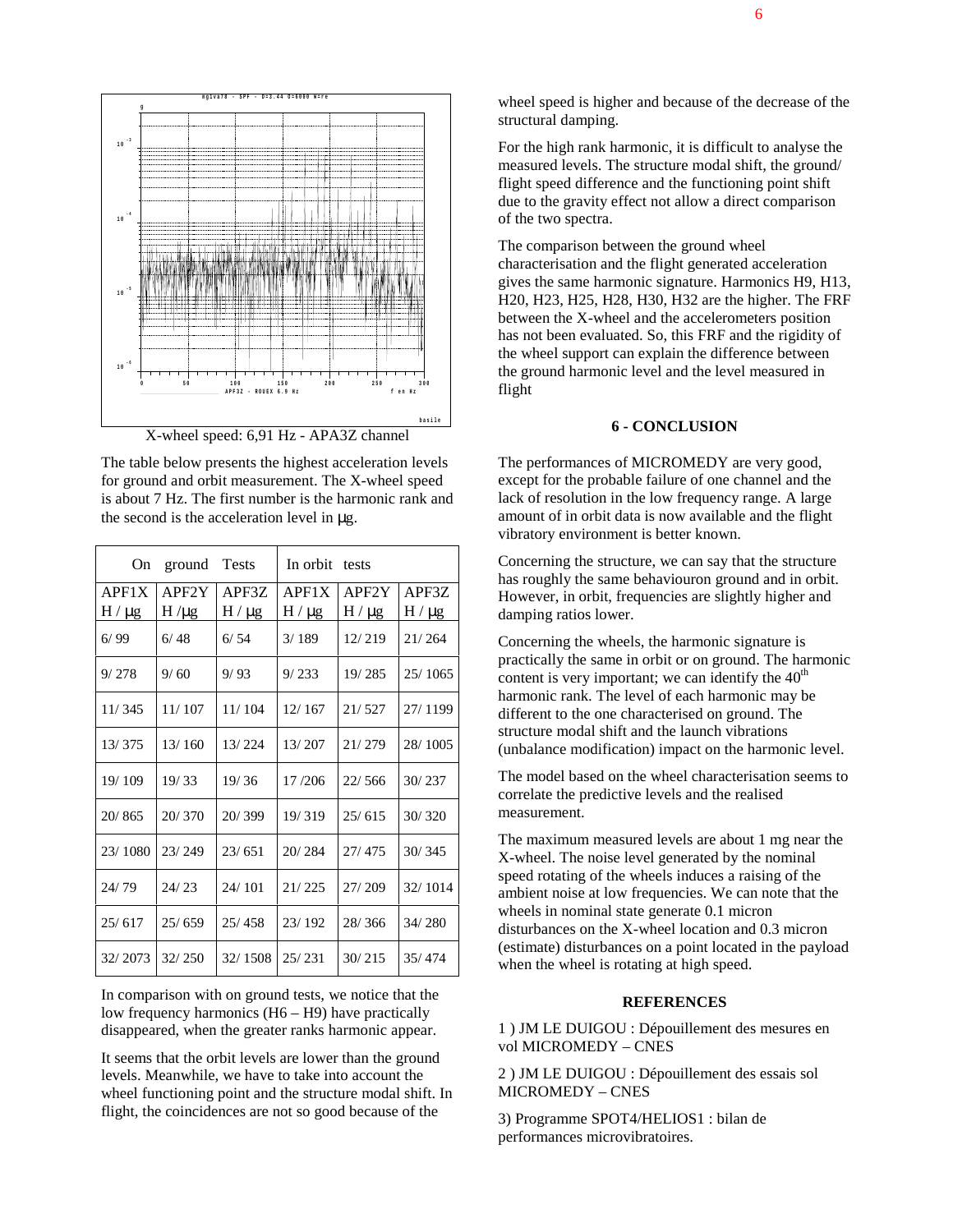mg1va78 - SPF - D=3.44 D=6000 N=re

g

10⁻³

10⁻⁴

10⁻⁵

10⁻⁶

0 50 100 150 200 250 300

APF3Z - ROUEX 6.9 Hz

f en Hz

basile

X-wheel speed: 6,91 Hz - APA3Z channel

The table below presents the highest acceleration levels for ground and orbit measurement. The X-wheel speed is about 7 Hz. The first number is the harmonic rank and the second is the acceleration level in µg.

| On ground Tests | | | In orbit tests | | |
|---|---|---|---|---|---|
| APF1X H / µg | APF2Y H /µg | APF3Z H / µg | APF1X H / µg | APF2Y H / µg | APF3Z H / µg |
| 6/ 99 | 6/ 48 | 6/ 54 | 3/ 189 | 12/ 219 | 21/ 264 |
| 9/ 278 | 9/ 60 | 9/ 93 | 9/ 233 | 19/ 285 | 25/ 1065 |
| 11/ 345 | 11/ 107 | 11/ 104 | 12/ 167 | 21/ 527 | 27/ 1199 |
| 13/ 375 | 13/ 160 | 13/ 224 | 13/ 207 | 21/ 279 | 28/ 1005 |
| 19/ 109 | 19/ 33 | 19/ 36 | 17 /206 | 22/ 566 | 30/ 237 |
| 20/ 865 | 20/ 370 | 20/ 399 | 19/ 319 | 25/ 615 | 30/ 320 |
| 23/ 1080 | 23/ 249 | 23/ 651 | 20/ 284 | 27/ 475 | 30/ 345 |
| 24/ 79 | 24/ 23 | 24/ 101 | 21/ 225 | 27/ 209 | 32/ 1014 |
| 25/ 617 | 25/ 659 | 25/ 458 | 23/ 192 | 28/ 366 | 34/ 280 |
| 32/ 2073 | 32/ 250 | 32/ 1508 | 25/ 231 | 30/ 215 | 35/ 474 |

In comparison with on ground tests, we notice that the low frequency harmonics (H6 – H9) have practically disappeared, when the greater ranks harmonic appear.

It seems that the orbit levels are lower than the ground levels. Meanwhile, we have to take into account the wheel functioning point and the structure modal shift. In flight, the coincidences are not so good because of the wheel speed is higher and because of the decrease of the structural damping.

For the high rank harmonic, it is difficult to analyse the measured levels. The structure modal shift, the ground/ flight speed difference and the functioning point shift due to the gravity effect not allow a direct comparison of the two spectra.

The comparison between the ground wheel characterisation and the flight generated acceleration gives the same harmonic signature. Harmonics H9, H13, H20, H23, H25, H28, H30, H32 are the higher. The FRF between the X-wheel and the accelerometers position has not been evaluated. So, this FRF and the rigidity of the wheel support can explain the difference between the ground harmonic level and the level measured in flight

## 6 - CONCLUSION

The performances of MICROMEDY are very good, except for the probable failure of one channel and the lack of resolution in the low frequency range. A large amount of in orbit data is now available and the flight vibratory environment is better known.

Concerning the structure, we can say that the structure has roughly the same behaviouron ground and in orbit. However, in orbit, frequencies are slightly higher and damping ratios lower.

Concerning the wheels, the harmonic signature is practically the same in orbit or on ground. The harmonic content is very important; we can identify the 40th harmonic rank. The level of each harmonic may be different to the one characterised on ground. The structure modal shift and the launch vibrations (unbalance modification) impact on the harmonic level.

The model based on the wheel characterisation seems to correlate the predictive levels and the realised measurement.

The maximum measured levels are about 1 mg near the X-wheel. The noise level generated by the nominal speed rotating of the wheels induces a raising of the ambient noise at low frequencies. We can note that the wheels in nominal state generate 0.1 micron disturbances on the X-wheel location and 0.3 micron (estimate) disturbances on a point located in the payload when the wheel is rotating at high speed.

## REFERENCES

1 ) JM LE DUIGOU : Dépouillement des mesures en vol MICROMEDY – CNES

2 ) JM LE DUIGOU : Dépouillement des essais sol MICROMEDY – CNES

3) Programme SPOT4/HELIOS1 : bilan de performances microvibratoires.